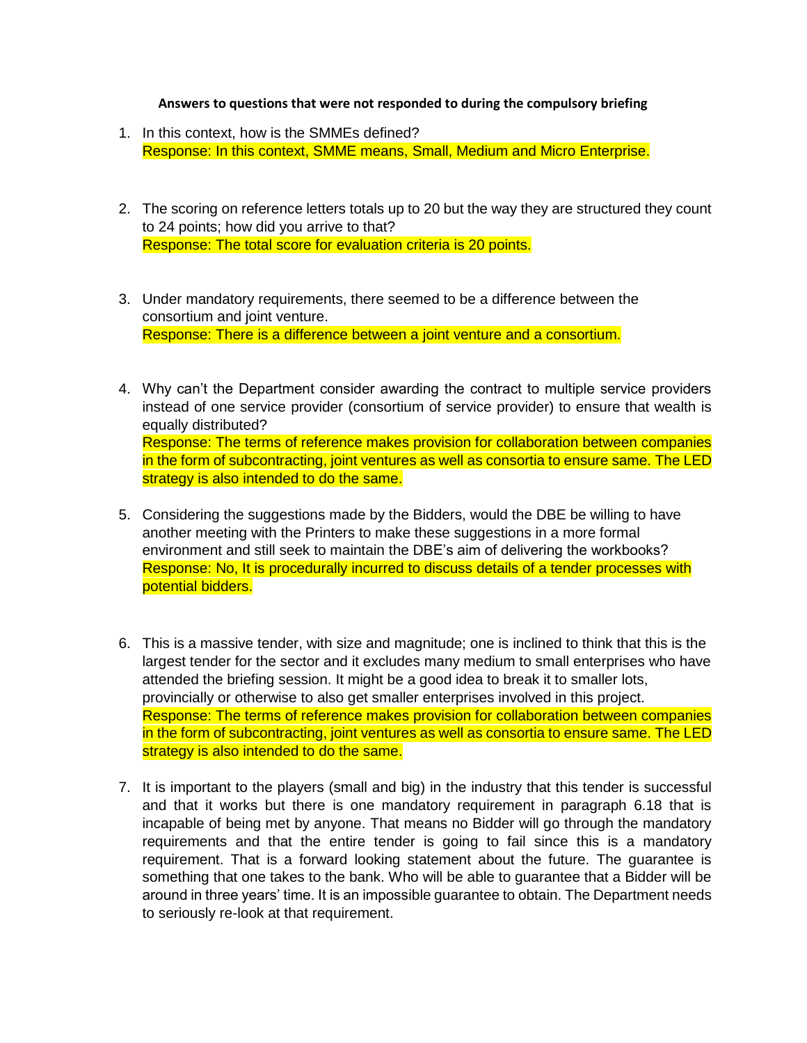**Answers to questions that were not responded to during the compulsory briefing**

1. In this context, how is the SMMEs defined?
   Response: In this context, SMME means, Small, Medium and Micro Enterprise.

2. The scoring on reference letters totals up to 20 but the way they are structured they count to 24 points; how did you arrive to that?
   Response: The total score for evaluation criteria is 20 points.

3. Under mandatory requirements, there seemed to be a difference between the consortium and joint venture.
   Response: There is a difference between a joint venture and a consortium.

4. Why can't the Department consider awarding the contract to multiple service providers instead of one service provider (consortium of service provider) to ensure that wealth is equally distributed?
   Response: The terms of reference makes provision for collaboration between companies in the form of subcontracting, joint ventures as well as consortia to ensure same. The LED strategy is also intended to do the same.

5. Considering the suggestions made by the Bidders, would the DBE be willing to have another meeting with the Printers to make these suggestions in a more formal environment and still seek to maintain the DBE's aim of delivering the workbooks?
   Response: No, It is procedurally incurred to discuss details of a tender processes with potential bidders.

6. This is a massive tender, with size and magnitude; one is inclined to think that this is the largest tender for the sector and it excludes many medium to small enterprises who have attended the briefing session. It might be a good idea to break it to smaller lots, provincially or otherwise to also get smaller enterprises involved in this project.
   Response: The terms of reference makes provision for collaboration between companies in the form of subcontracting, joint ventures as well as consortia to ensure same. The LED strategy is also intended to do the same.

7. It is important to the players (small and big) in the industry that this tender is successful and that it works but there is one mandatory requirement in paragraph 6.18 that is incapable of being met by anyone. That means no Bidder will go through the mandatory requirements and that the entire tender is going to fail since this is a mandatory requirement. That is a forward looking statement about the future. The guarantee is something that one takes to the bank. Who will be able to guarantee that a Bidder will be around in three years' time. It is an impossible guarantee to obtain. The Department needs to seriously re-look at that requirement.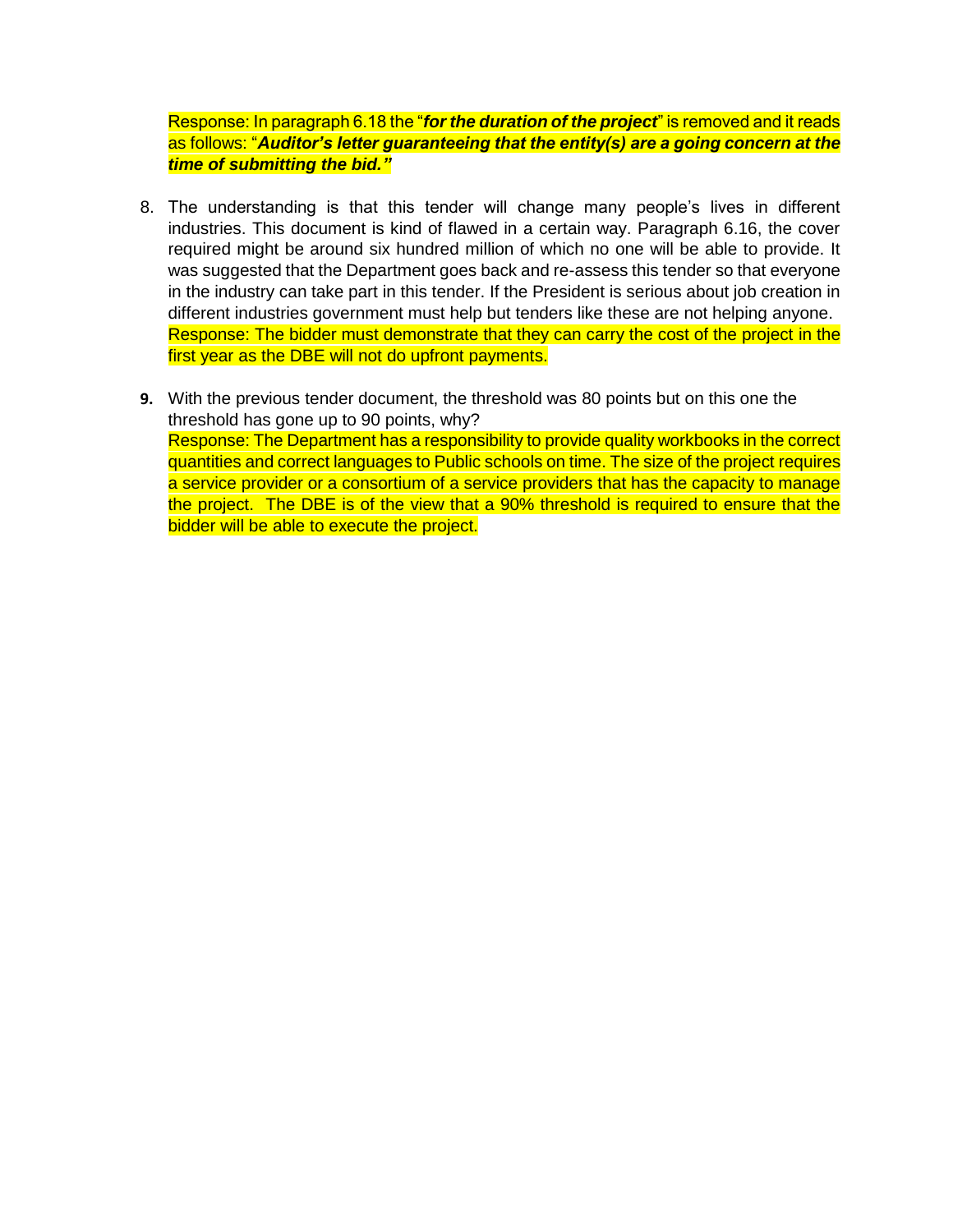Response: In paragraph 6.18 the "***for the duration of the project***" is removed and it reads as follows: "***Auditor's letter guaranteeing that the entity(s) are a going concern at the time of submitting the bid."***

8. The understanding is that this tender will change many people's lives in different industries. This document is kind of flawed in a certain way. Paragraph 6.16, the cover required might be around six hundred million of which no one will be able to provide. It was suggested that the Department goes back and re-assess this tender so that everyone in the industry can take part in this tender. If the President is serious about job creation in different industries government must help but tenders like these are not helping anyone.
   Response: The bidder must demonstrate that they can carry the cost of the project in the first year as the DBE will not do upfront payments.

9. With the previous tender document, the threshold was 80 points but on this one the threshold has gone up to 90 points, why?
   Response: The Department has a responsibility to provide quality workbooks in the correct quantities and correct languages to Public schools on time. The size of the project requires a service provider or a consortium of a service providers that has the capacity to manage the project. The DBE is of the view that a 90% threshold is required to ensure that the bidder will be able to execute the project.